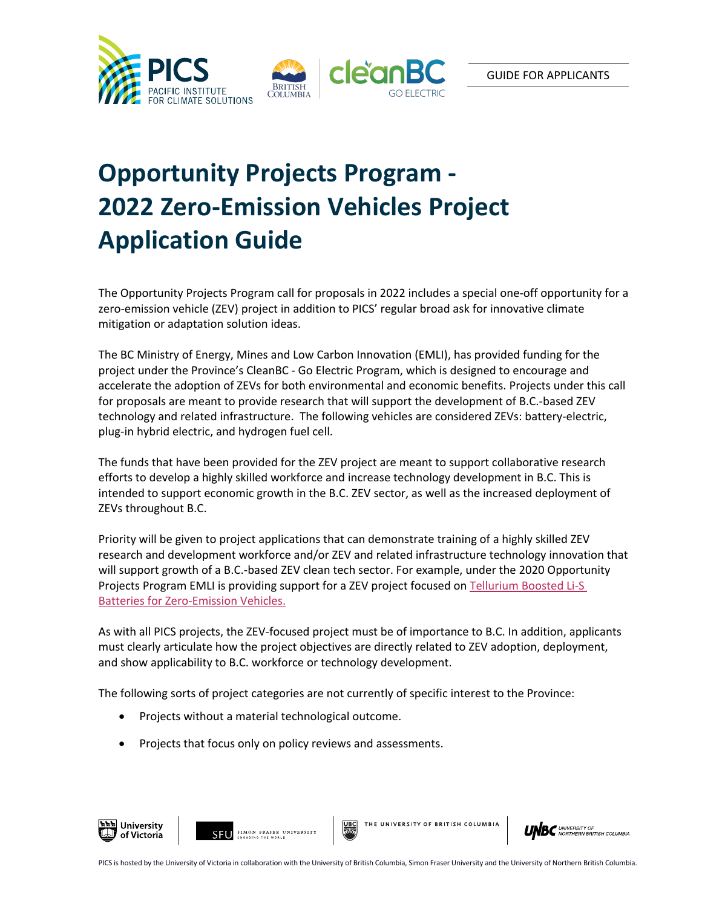GUIDE FOR APPLICANTS

# Opportunity Projects Program - 2022 Zero-Emission Vehicles Project Application Guide

The Opportunity Projects Program call for proposals in 2022 includes a special one-off opportunity for a zero-emission vehicle (ZEV) project in addition to PICS' regular broad ask for innovative climate mitigation or adaptation solution ideas.

The BC Ministry of Energy, Mines and Low Carbon Innovation (EMLI), has provided funding for the project under the Province's CleanBC - Go Electric Program, which is designed to encourage and accelerate the adoption of ZEVs for both environmental and economic benefits. Projects under this call for proposals are meant to provide research that will support the development of B.C.-based ZEV technology and related infrastructure. The following vehicles are considered ZEVs: battery-electric, plug-in hybrid electric, and hydrogen fuel cell.

The funds that have been provided for the ZEV project are meant to support collaborative research efforts to develop a highly skilled workforce and increase technology development in B.C. This is intended to support economic growth in the B.C. ZEV sector, as well as the increased deployment of ZEVs throughout B.C.

Priority will be given to project applications that can demonstrate training of a highly skilled ZEV research and development workforce and/or ZEV and related infrastructure technology innovation that will support growth of a B.C.-based ZEV clean tech sector. For example, under the 2020 Opportunity Projects Program EMLI is providing support for a ZEV project focused on Tellurium Boosted Li-S Batteries for Zero-Emission Vehicles.

As with all PICS projects, the ZEV-focused project must be of importance to B.C. In addition, applicants must clearly articulate how the project objectives are directly related to ZEV adoption, deployment, and show applicability to B.C. workforce or technology development.

The following sorts of project categories are not currently of specific interest to the Province:

- Projects without a material technological outcome.
- Projects that focus only on policy reviews and assessments.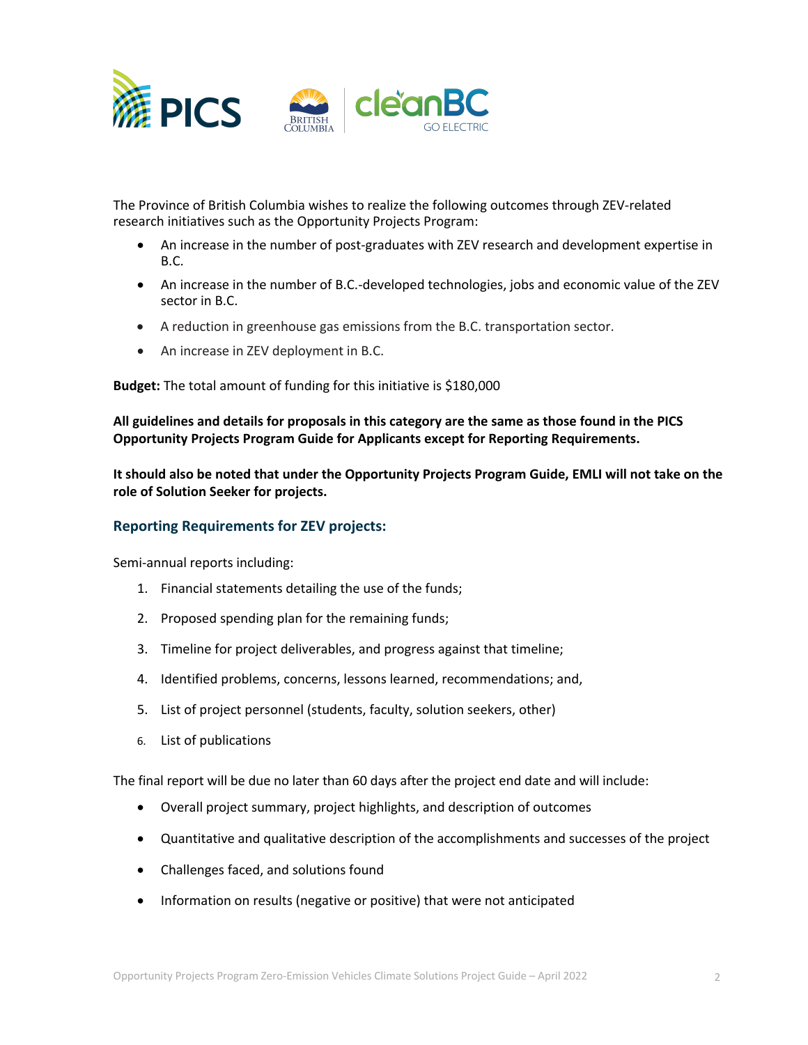The Province of British Columbia wishes to realize the following outcomes through ZEV-related research initiatives such as the Opportunity Projects Program:

- An increase in the number of post-graduates with ZEV research and development expertise in B.C.
- An increase in the number of B.C.-developed technologies, jobs and economic value of the ZEV sector in B.C.
- A reduction in greenhouse gas emissions from the B.C. transportation sector.
- An increase in ZEV deployment in B.C.

**Budget:** The total amount of funding for this initiative is $180,000

**All guidelines and details for proposals in this category are the same as those found in the PICS Opportunity Projects Program Guide for Applicants except for Reporting Requirements.**

**It should also be noted that under the Opportunity Projects Program Guide, EMLI will not take on the role of Solution Seeker for projects.**

## Reporting Requirements for ZEV projects:

Semi-annual reports including:

1. Financial statements detailing the use of the funds;
2. Proposed spending plan for the remaining funds;
3. Timeline for project deliverables, and progress against that timeline;
4. Identified problems, concerns, lessons learned, recommendations; and,
5. List of project personnel (students, faculty, solution seekers, other)
6. List of publications

The final report will be due no later than 60 days after the project end date and will include:

- Overall project summary, project highlights, and description of outcomes
- Quantitative and qualitative description of the accomplishments and successes of the project
- Challenges faced, and solutions found
- Information on results (negative or positive) that were not anticipated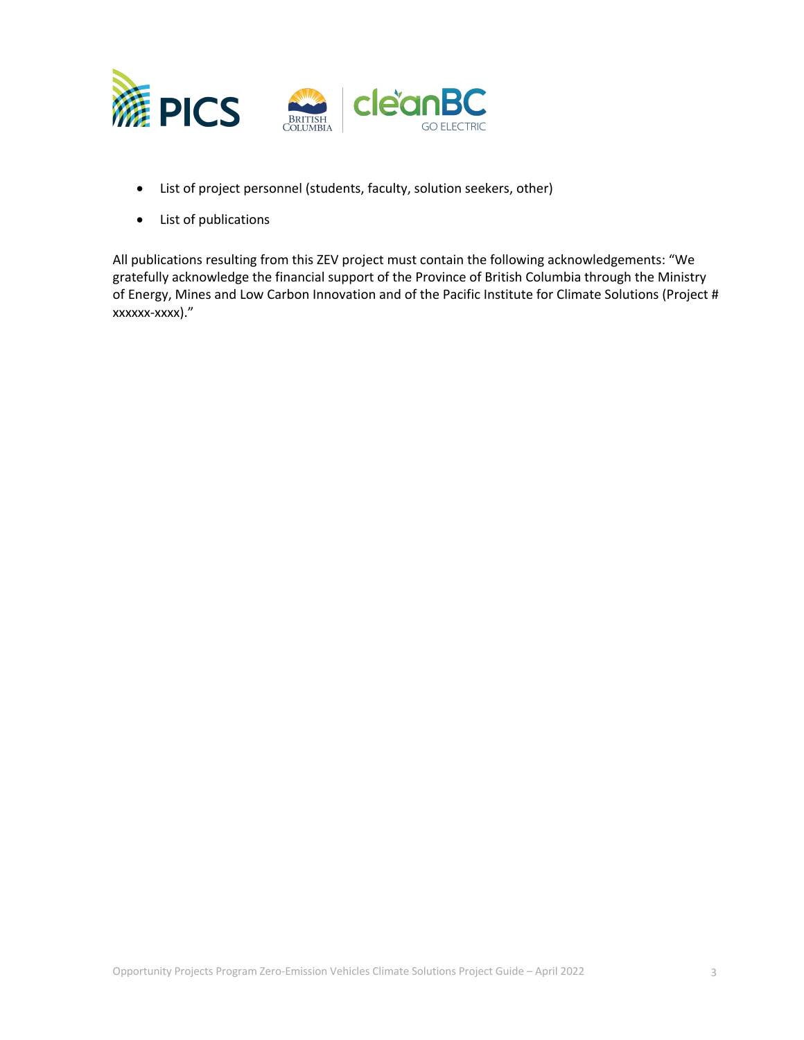- List of project personnel (students, faculty, solution seekers, other)
- List of publications

All publications resulting from this ZEV project must contain the following acknowledgements: “We gratefully acknowledge the financial support of the Province of British Columbia through the Ministry of Energy, Mines and Low Carbon Innovation and of the Pacific Institute for Climate Solutions (Project # xxxxxx-xxxx).”